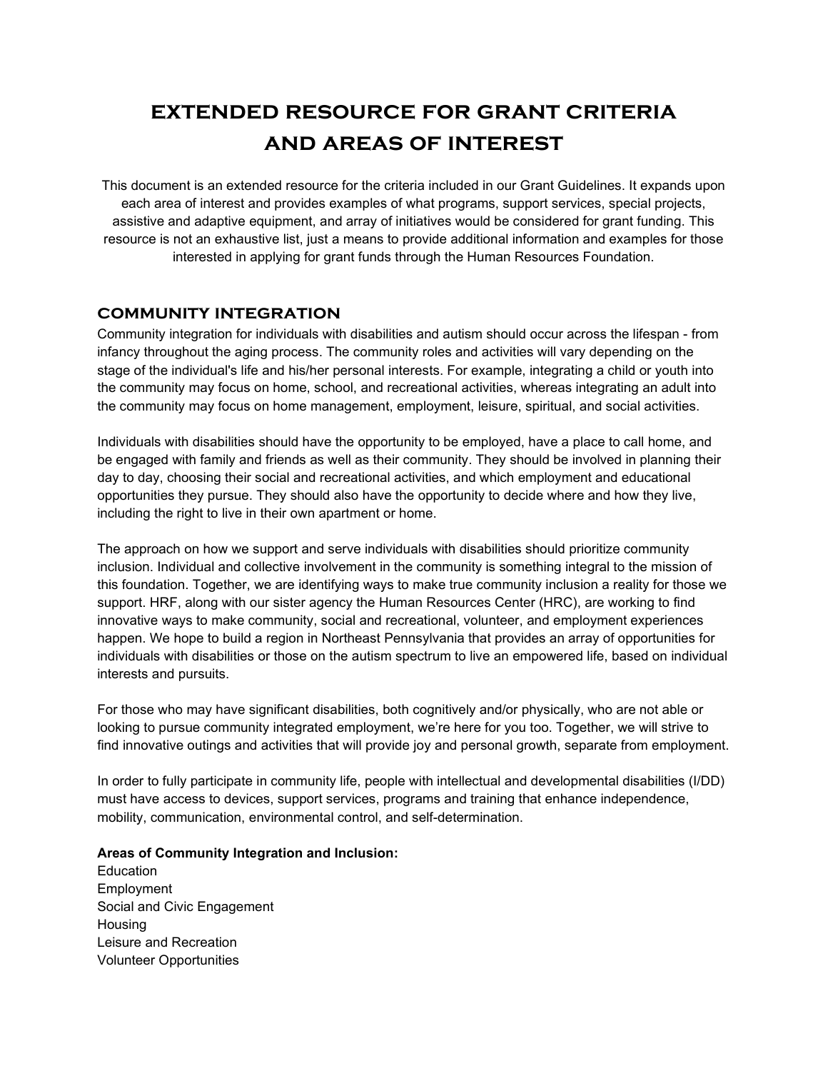# EXTENDED RESOURCE FOR GRANT CRITERIA AND AREAS OF INTEREST

This document is an extended resource for the criteria included in our Grant Guidelines. It expands upon each area of interest and provides examples of what programs, support services, special projects, assistive and adaptive equipment, and array of initiatives would be considered for grant funding. This resource is not an exhaustive list, just a means to provide additional information and examples for those interested in applying for grant funds through the Human Resources Foundation.

## COMMUNITY INTEGRATION

Community integration for individuals with disabilities and autism should occur across the lifespan - from infancy throughout the aging process. The community roles and activities will vary depending on the stage of the individual's life and his/her personal interests. For example, integrating a child or youth into the community may focus on home, school, and recreational activities, whereas integrating an adult into the community may focus on home management, employment, leisure, spiritual, and social activities.

Individuals with disabilities should have the opportunity to be employed, have a place to call home, and be engaged with family and friends as well as their community. They should be involved in planning their day to day, choosing their social and recreational activities, and which employment and educational opportunities they pursue. They should also have the opportunity to decide where and how they live, including the right to live in their own apartment or home.

The approach on how we support and serve individuals with disabilities should prioritize community inclusion. Individual and collective involvement in the community is something integral to the mission of this foundation. Together, we are identifying ways to make true community inclusion a reality for those we support. HRF, along with our sister agency the Human Resources Center (HRC), are working to find innovative ways to make community, social and recreational, volunteer, and employment experiences happen. We hope to build a region in Northeast Pennsylvania that provides an array of opportunities for individuals with disabilities or those on the autism spectrum to live an empowered life, based on individual interests and pursuits.

For those who may have significant disabilities, both cognitively and/or physically, who are not able or looking to pursue community integrated employment, we're here for you too. Together, we will strive to find innovative outings and activities that will provide joy and personal growth, separate from employment.

In order to fully participate in community life, people with intellectual and developmental disabilities (I/DD) must have access to devices, support services, programs and training that enhance independence, mobility, communication, environmental control, and self-determination.

**Areas of Community Integration and Inclusion:**

Education
Employment
Social and Civic Engagement
Housing
Leisure and Recreation
Volunteer Opportunities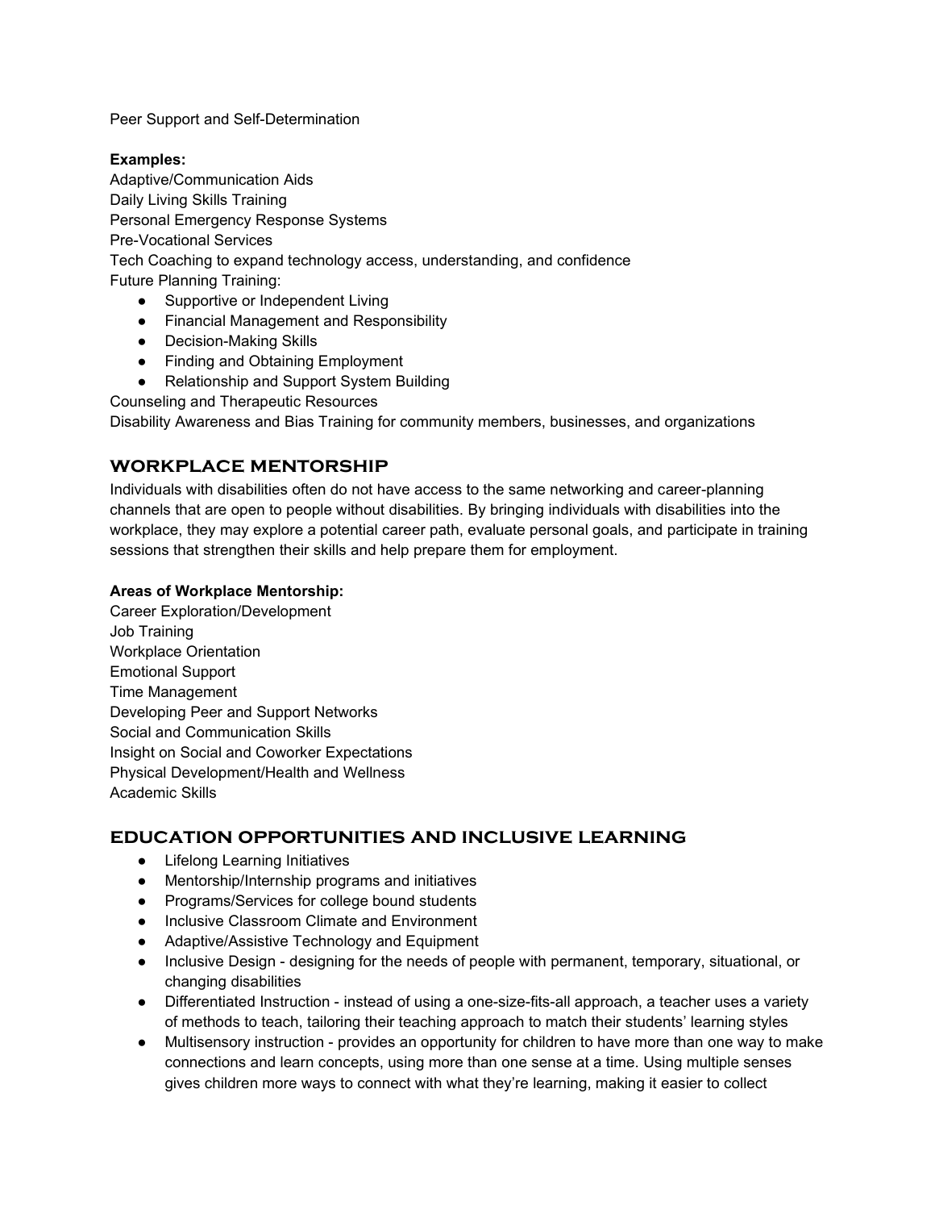Peer Support and Self-Determination

**Examples:**

Adaptive/Communication Aids
Daily Living Skills Training
Personal Emergency Response Systems
Pre-Vocational Services
Tech Coaching to expand technology access, understanding, and confidence
Future Planning Training:

- Supportive or Independent Living
- Financial Management and Responsibility
- Decision-Making Skills
- Finding and Obtaining Employment
- Relationship and Support System Building

Counseling and Therapeutic Resources
Disability Awareness and Bias Training for community members, businesses, and organizations

## WORKPLACE MENTORSHIP

Individuals with disabilities often do not have access to the same networking and career-planning channels that are open to people without disabilities. By bringing individuals with disabilities into the workplace, they may explore a potential career path, evaluate personal goals, and participate in training sessions that strengthen their skills and help prepare them for employment.

**Areas of Workplace Mentorship:**

Career Exploration/Development
Job Training
Workplace Orientation
Emotional Support
Time Management
Developing Peer and Support Networks
Social and Communication Skills
Insight on Social and Coworker Expectations
Physical Development/Health and Wellness
Academic Skills

## EDUCATION OPPORTUNITIES AND INCLUSIVE LEARNING

- Lifelong Learning Initiatives
- Mentorship/Internship programs and initiatives
- Programs/Services for college bound students
- Inclusive Classroom Climate and Environment
- Adaptive/Assistive Technology and Equipment
- Inclusive Design - designing for the needs of people with permanent, temporary, situational, or changing disabilities
- Differentiated Instruction - instead of using a one-size-fits-all approach, a teacher uses a variety of methods to teach, tailoring their teaching approach to match their students' learning styles
- Multisensory instruction - provides an opportunity for children to have more than one way to make connections and learn concepts, using more than one sense at a time. Using multiple senses gives children more ways to connect with what they're learning, making it easier to collect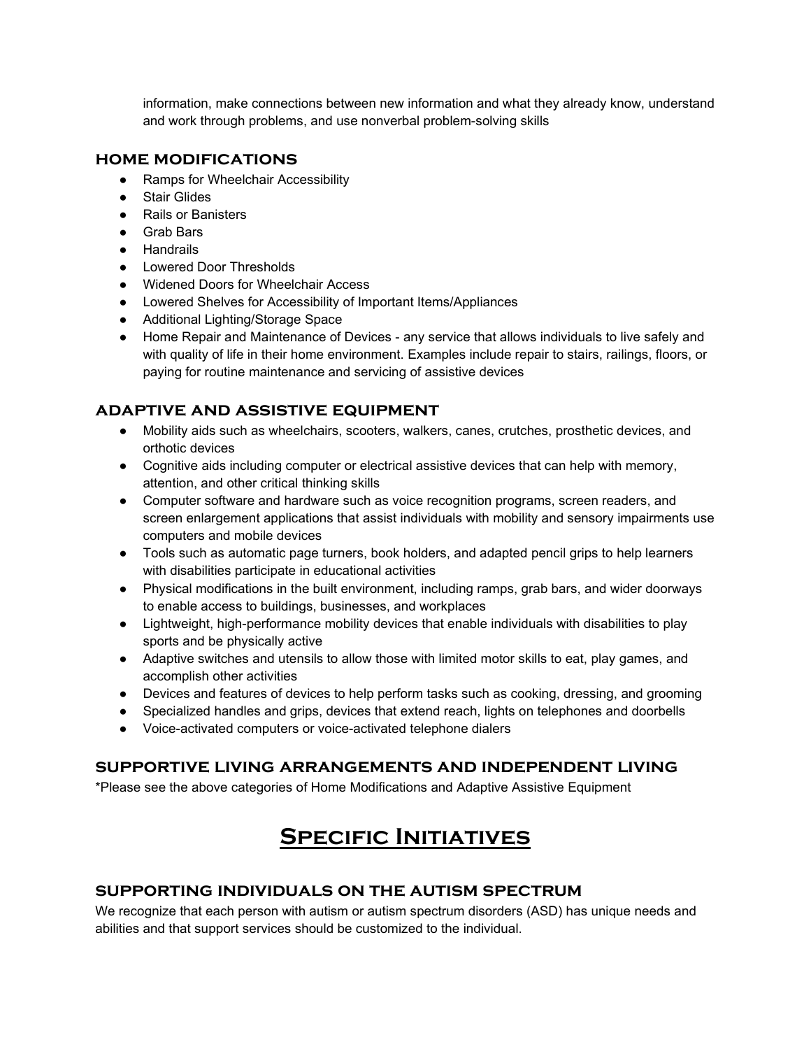information, make connections between new information and what they already know, understand and work through problems, and use nonverbal problem-solving skills

### HOME MODIFICATIONS

- Ramps for Wheelchair Accessibility
- Stair Glides
- Rails or Banisters
- Grab Bars
- Handrails
- Lowered Door Thresholds
- Widened Doors for Wheelchair Access
- Lowered Shelves for Accessibility of Important Items/Appliances
- Additional Lighting/Storage Space
- Home Repair and Maintenance of Devices - any service that allows individuals to live safely and with quality of life in their home environment. Examples include repair to stairs, railings, floors, or paying for routine maintenance and servicing of assistive devices

### ADAPTIVE AND ASSISTIVE EQUIPMENT

- Mobility aids such as wheelchairs, scooters, walkers, canes, crutches, prosthetic devices, and orthotic devices
- Cognitive aids including computer or electrical assistive devices that can help with memory, attention, and other critical thinking skills
- Computer software and hardware such as voice recognition programs, screen readers, and screen enlargement applications that assist individuals with mobility and sensory impairments use computers and mobile devices
- Tools such as automatic page turners, book holders, and adapted pencil grips to help learners with disabilities participate in educational activities
- Physical modifications in the built environment, including ramps, grab bars, and wider doorways to enable access to buildings, businesses, and workplaces
- Lightweight, high-performance mobility devices that enable individuals with disabilities to play sports and be physically active
- Adaptive switches and utensils to allow those with limited motor skills to eat, play games, and accomplish other activities
- Devices and features of devices to help perform tasks such as cooking, dressing, and grooming
- Specialized handles and grips, devices that extend reach, lights on telephones and doorbells
- Voice-activated computers or voice-activated telephone dialers

### SUPPORTIVE LIVING ARRANGEMENTS AND INDEPENDENT LIVING

*Please see the above categories of Home Modifications and Adaptive Assistive Equipment

# Specific Initiatives

### SUPPORTING INDIVIDUALS ON THE AUTISM SPECTRUM

We recognize that each person with autism or autism spectrum disorders (ASD) has unique needs and abilities and that support services should be customized to the individual.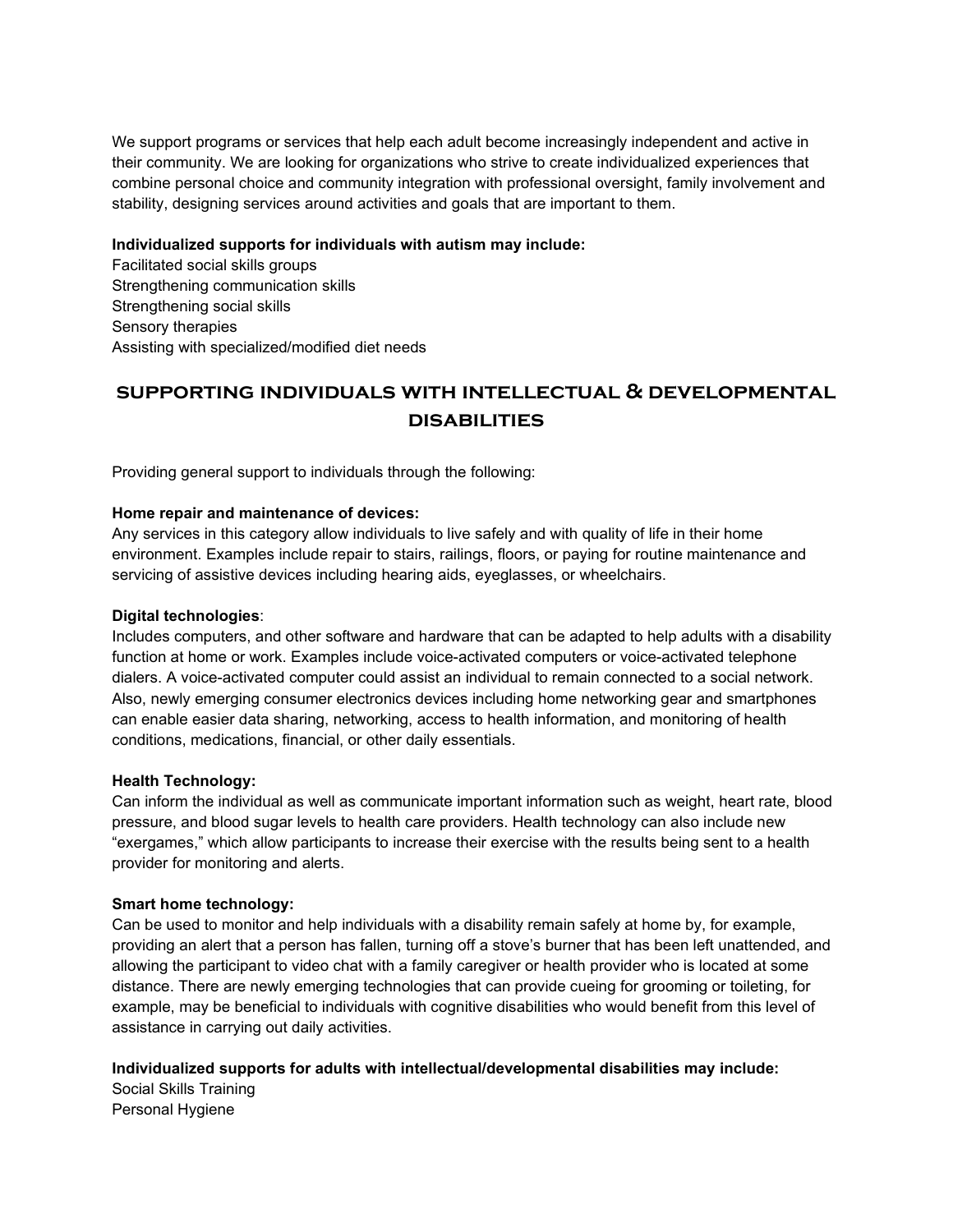We support programs or services that help each adult become increasingly independent and active in their community. We are looking for organizations who strive to create individualized experiences that combine personal choice and community integration with professional oversight, family involvement and stability, designing services around activities and goals that are important to them.

**Individualized supports for individuals with autism may include:**

Facilitated social skills groups
Strengthening communication skills
Strengthening social skills
Sensory therapies
Assisting with specialized/modified diet needs

## SUPPORTING INDIVIDUALS WITH INTELLECTUAL & DEVELOPMENTAL DISABILITIES

Providing general support to individuals through the following:

**Home repair and maintenance of devices:**
Any services in this category allow individuals to live safely and with quality of life in their home environment. Examples include repair to stairs, railings, floors, or paying for routine maintenance and servicing of assistive devices including hearing aids, eyeglasses, or wheelchairs.

**Digital technologies**:
Includes computers, and other software and hardware that can be adapted to help adults with a disability function at home or work. Examples include voice-activated computers or voice-activated telephone dialers. A voice-activated computer could assist an individual to remain connected to a social network. Also, newly emerging consumer electronics devices including home networking gear and smartphones can enable easier data sharing, networking, access to health information, and monitoring of health conditions, medications, financial, or other daily essentials.

**Health Technology:**
Can inform the individual as well as communicate important information such as weight, heart rate, blood pressure, and blood sugar levels to health care providers. Health technology can also include new "exergames," which allow participants to increase their exercise with the results being sent to a health provider for monitoring and alerts.

**Smart home technology:**
Can be used to monitor and help individuals with a disability remain safely at home by, for example, providing an alert that a person has fallen, turning off a stove's burner that has been left unattended, and allowing the participant to video chat with a family caregiver or health provider who is located at some distance. There are newly emerging technologies that can provide cueing for grooming or toileting, for example, may be beneficial to individuals with cognitive disabilities who would benefit from this level of assistance in carrying out daily activities.

**Individualized supports for adults with intellectual/developmental disabilities may include:**

Social Skills Training
Personal Hygiene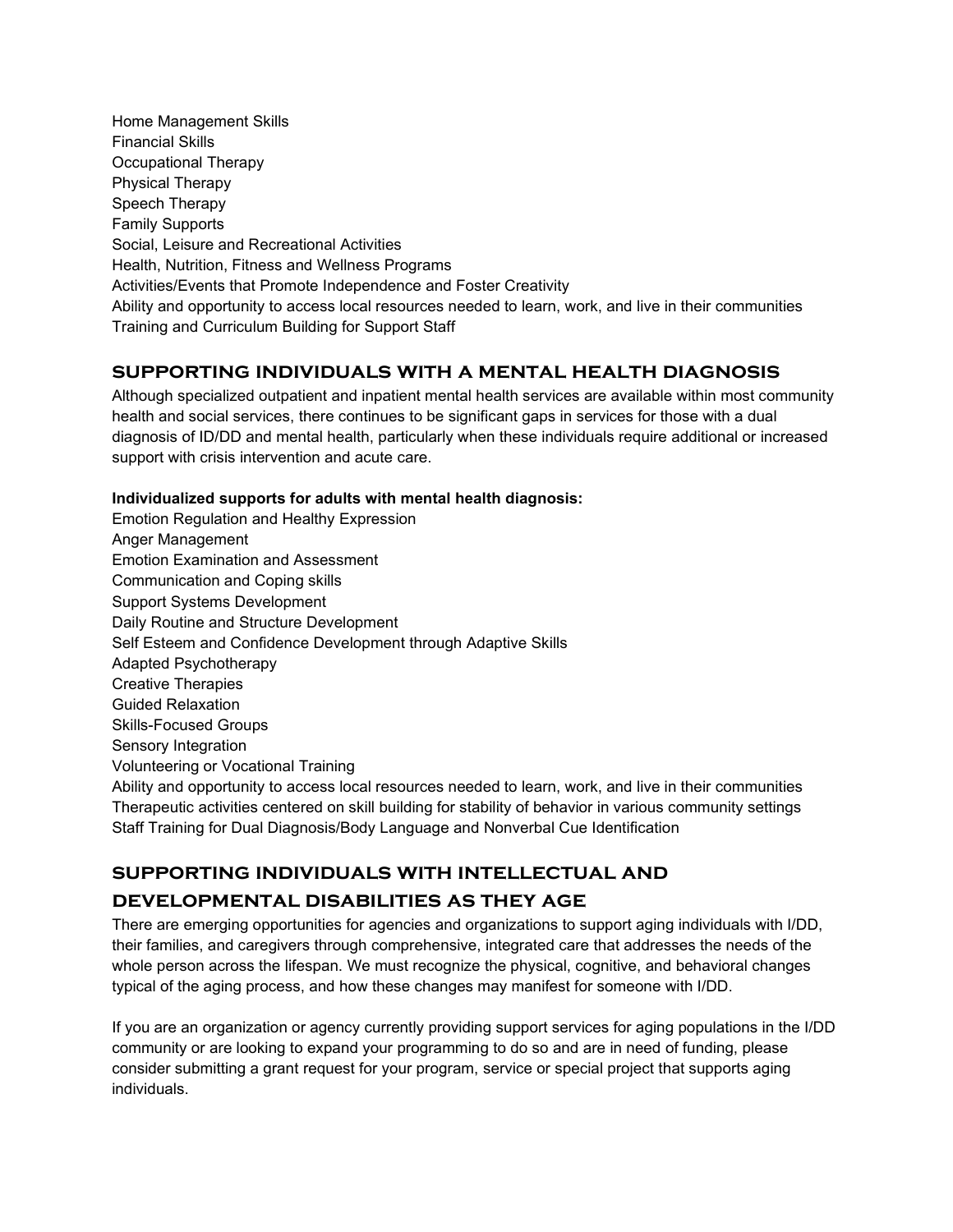Home Management Skills
Financial Skills
Occupational Therapy
Physical Therapy
Speech Therapy
Family Supports
Social, Leisure and Recreational Activities
Health, Nutrition, Fitness and Wellness Programs
Activities/Events that Promote Independence and Foster Creativity
Ability and opportunity to access local resources needed to learn, work, and live in their communities
Training and Curriculum Building for Support Staff

## SUPPORTING INDIVIDUALS WITH A MENTAL HEALTH DIAGNOSIS

Although specialized outpatient and inpatient mental health services are available within most community health and social services, there continues to be significant gaps in services for those with a dual diagnosis of ID/DD and mental health, particularly when these individuals require additional or increased support with crisis intervention and acute care.

**Individualized supports for adults with mental health diagnosis:**

Emotion Regulation and Healthy Expression
Anger Management
Emotion Examination and Assessment
Communication and Coping skills
Support Systems Development
Daily Routine and Structure Development
Self Esteem and Confidence Development through Adaptive Skills
Adapted Psychotherapy
Creative Therapies
Guided Relaxation
Skills-Focused Groups
Sensory Integration
Volunteering or Vocational Training
Ability and opportunity to access local resources needed to learn, work, and live in their communities
Therapeutic activities centered on skill building for stability of behavior in various community settings
Staff Training for Dual Diagnosis/Body Language and Nonverbal Cue Identification

## SUPPORTING INDIVIDUALS WITH INTELLECTUAL AND DEVELOPMENTAL DISABILITIES AS THEY AGE

There are emerging opportunities for agencies and organizations to support aging individuals with I/DD, their families, and caregivers through comprehensive, integrated care that addresses the needs of the whole person across the lifespan. We must recognize the physical, cognitive, and behavioral changes typical of the aging process, and how these changes may manifest for someone with I/DD.

If you are an organization or agency currently providing support services for aging populations in the I/DD community or are looking to expand your programming to do so and are in need of funding, please consider submitting a grant request for your program, service or special project that supports aging individuals.